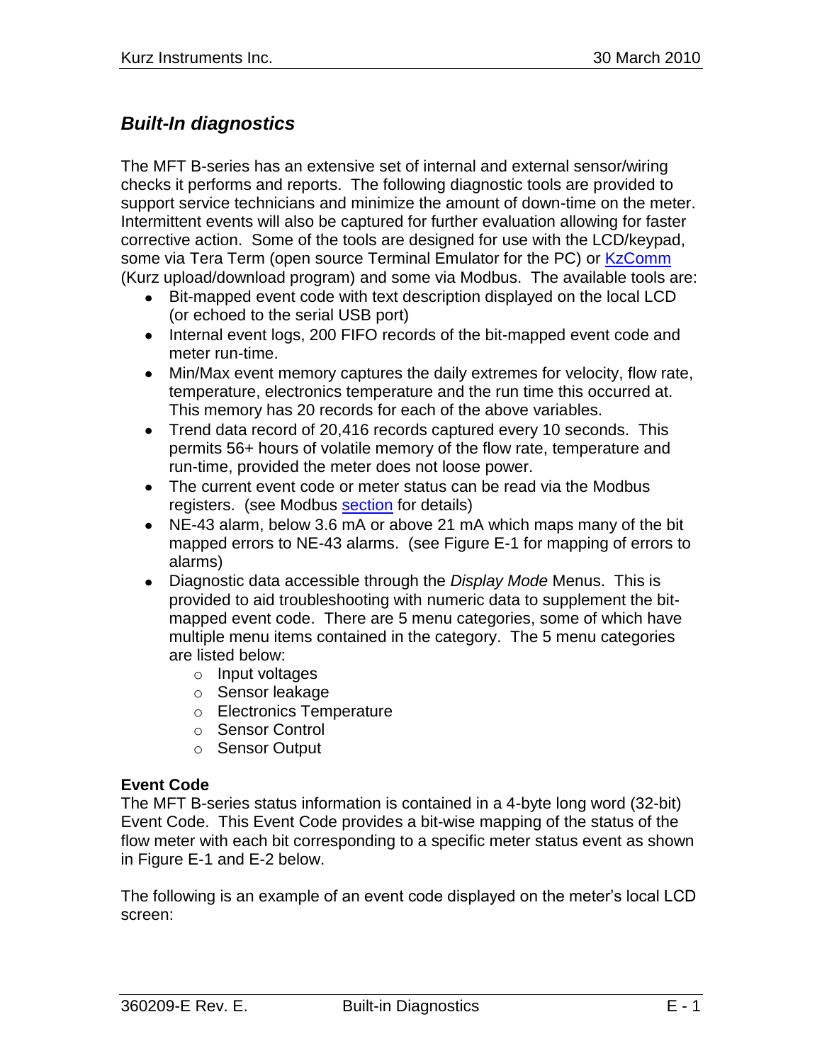## *Built-In diagnostics*

The MFT B-series has an extensive set of internal and external sensor/wiring checks it performs and reports. The following diagnostic tools are provided to support service technicians and minimize the amount of down-time on the meter. Intermittent events will also be captured for further evaluation allowing for faster corrective action. Some of the tools are designed for use with the LCD/keypad, some via Tera Term (open source Terminal Emulator for the PC) or KzComm (Kurz upload/download program) and some via Modbus. The available tools are:

- Bit-mapped event code with text description displayed on the local LCD (or echoed to the serial USB port)
- Internal event logs, 200 FIFO records of the bit-mapped event code and meter run-time.
- Min/Max event memory captures the daily extremes for velocity, flow rate, temperature, electronics temperature and the run time this occurred at. This memory has 20 records for each of the above variables.
- Trend data record of 20,416 records captured every 10 seconds. This permits 56+ hours of volatile memory of the flow rate, temperature and run-time, provided the meter does not loose power.
- The current event code or meter status can be read via the Modbus registers. (see Modbus section for details)
- NE-43 alarm, below 3.6 mA or above 21 mA which maps many of the bit mapped errors to NE-43 alarms. (see Figure E-1 for mapping of errors to alarms)
- Diagnostic data accessible through the *Display Mode* Menus. This is provided to aid troubleshooting with numeric data to supplement the bit-mapped event code. There are 5 menu categories, some of which have multiple menu items contained in the category. The 5 menu categories are listed below:
  - Input voltages
  - Sensor leakage
  - Electronics Temperature
  - Sensor Control
  - Sensor Output

**Event Code**

The MFT B-series status information is contained in a 4-byte long word (32-bit) Event Code. This Event Code provides a bit-wise mapping of the status of the flow meter with each bit corresponding to a specific meter status event as shown in Figure E-1 and E-2 below.

The following is an example of an event code displayed on the meter's local LCD screen: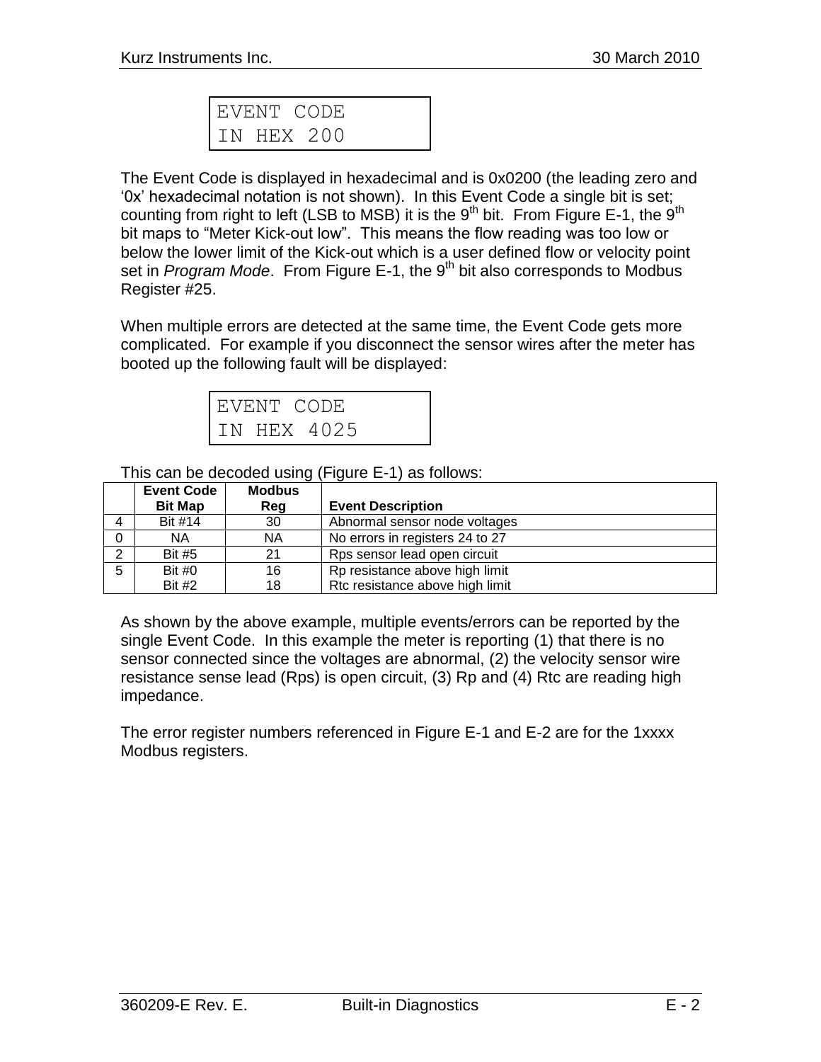```
EVENT CODE
IN HEX 200
```

The Event Code is displayed in hexadecimal and is 0x0200 (the leading zero and '0x' hexadecimal notation is not shown). In this Event Code a single bit is set; counting from right to left (LSB to MSB) it is the 9th bit. From Figure E-1, the 9th bit maps to "Meter Kick-out low". This means the flow reading was too low or below the lower limit of the Kick-out which is a user defined flow or velocity point set in *Program Mode*. From Figure E-1, the 9th bit also corresponds to Modbus Register #25.

When multiple errors are detected at the same time, the Event Code gets more complicated. For example if you disconnect the sensor wires after the meter has booted up the following fault will be displayed:

```
EVENT CODE
IN HEX 4025
```

This can be decoded using (Figure E-1) as follows:

| | Event Code Bit Map | Modbus Reg | Event Description |
|---|---|---|---|
| 4 | Bit #14 | 30 | Abnormal sensor node voltages |
| 0 | NA | NA | No errors in registers 24 to 27 |
| 2 | Bit #5 | 21 | Rps sensor lead open circuit |
| 5 | Bit #0<br>Bit #2 | 16<br>18 | Rp resistance above high limit<br>Rtc resistance above high limit |

As shown by the above example, multiple events/errors can be reported by the single Event Code. In this example the meter is reporting (1) that there is no sensor connected since the voltages are abnormal, (2) the velocity sensor wire resistance sense lead (Rps) is open circuit, (3) Rp and (4) Rtc are reading high impedance.

The error register numbers referenced in Figure E-1 and E-2 are for the 1xxxx Modbus registers.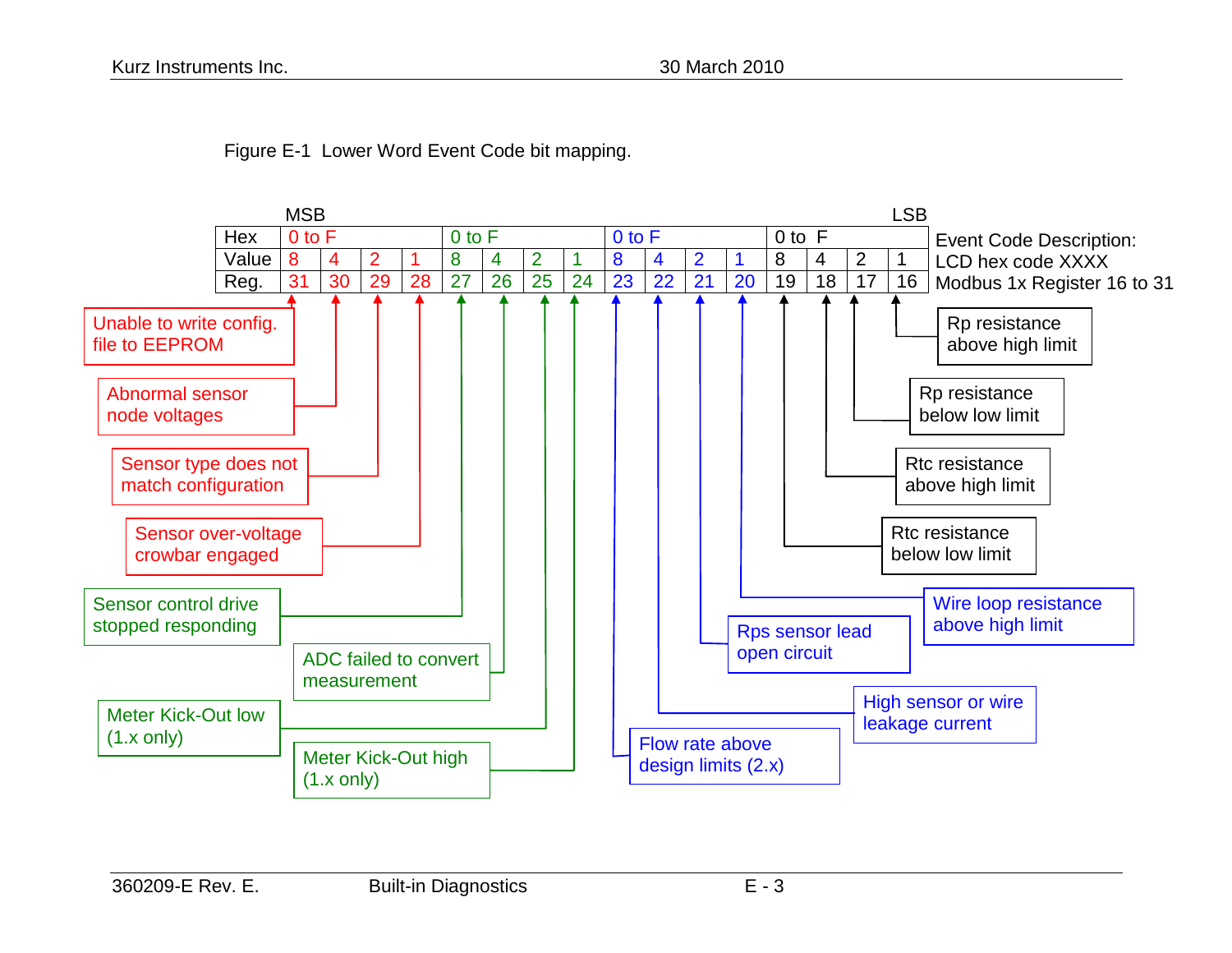Figure E-1 Lower Word Event Code bit mapping.

| | MSB | | | | | | | | | | | | | | | LSB |
|---|---|---|---|---|---|---|---|---|---|---|---|---|---|---|---|---|
| Hex | 0 to F | | | | 0 to F | | | | 0 to F | | | | 0 to F | | | |
| Value | 8 | 4 | 2 | 1 | 8 | 4 | 2 | 1 | 8 | 4 | 2 | 1 | 8 | 4 | 2 | 1 |
| Reg. | 31 | 30 | 29 | 28 | 27 | 26 | 25 | 24 | 23 | 22 | 21 | 20 | 19 | 18 | 17 | 16 |

Event Code Description:
LCD hex code XXXX
Modbus 1x Register 16 to 31

| Reg. | Event Code Description |
|---|---|
| 31 | Unable to write config. file to EEPROM |
| 30 | Abnormal sensor node voltages |
| 29 | Sensor type does not match configuration |
| 28 | Sensor over-voltage crowbar engaged |
| 27 | Sensor control drive stopped responding |
| 26 | ADC failed to convert measurement |
| 25 | Meter Kick-Out low (1.x only) |
| 24 | Meter Kick-Out high (1.x only) |
| 23 | Flow rate above design limits (2.x) |
| 22 | High sensor or wire leakage current |
| 21 | Rps sensor lead open circuit |
| 20 | Wire loop resistance above high limit |
| 19 | Rtc resistance below low limit |
| 18 | Rtc resistance above high limit |
| 17 | Rp resistance below low limit |
| 16 | Rp resistance above high limit |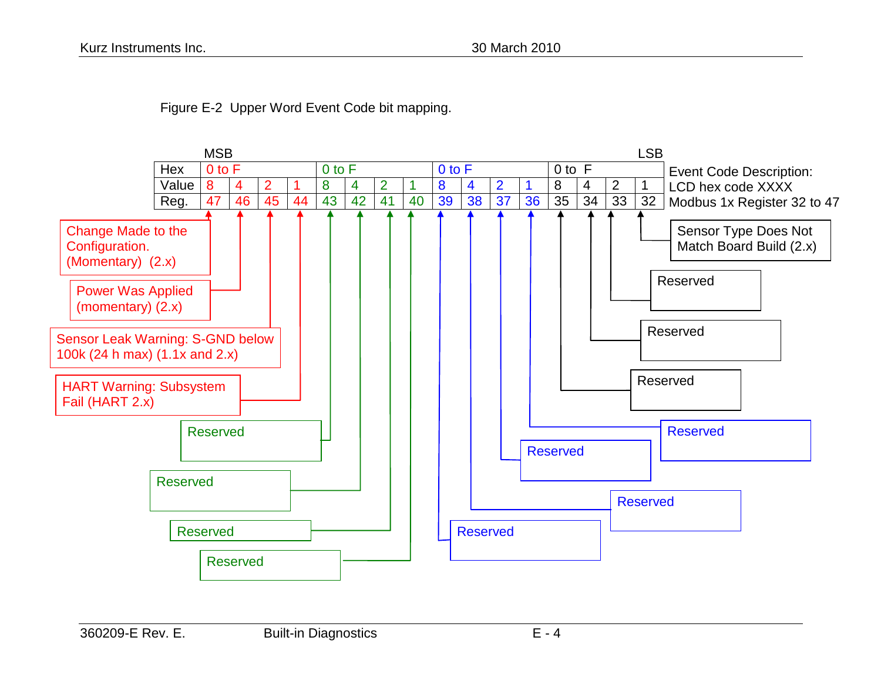Figure E-2 Upper Word Event Code bit mapping.

| | MSB | | | | | | | | | | | | | | | LSB |
|---|---|---|---|---|---|---|---|---|---|---|---|---|---|---|---|---|
| Hex | 0 to F | | | | 0 to F | | | | 0 to F | | | | 0 to F | | | |
| Value | 8 | 4 | 2 | 1 | 8 | 4 | 2 | 1 | 8 | 4 | 2 | 1 | 8 | 4 | 2 | 1 |
| Reg. | 47 | 46 | 45 | 44 | 43 | 42 | 41 | 40 | 39 | 38 | 37 | 36 | 35 | 34 | 33 | 32 |

Event Code Description:
LCD hex code XXXX
Modbus 1x Register 32 to 47

- Register 47: Change Made to the Configuration. (Momentary) (2.x)
- Register 46: Power Was Applied (momentary) (2.x)
- Register 45: Sensor Leak Warning: S-GND below 100k (24 h max) (1.1x and 2.x)
- Register 44: HART Warning: Subsystem Fail (HART 2.x)
- Register 43: Reserved
- Register 42: Reserved
- Register 41: Reserved
- Register 40: Reserved
- Register 39: Reserved
- Register 38: Reserved
- Register 37: Reserved
- Register 36: Reserved
- Register 35: Reserved
- Register 34: Reserved
- Register 33: Reserved
- Register 32: Sensor Type Does Not Match Board Build (2.x)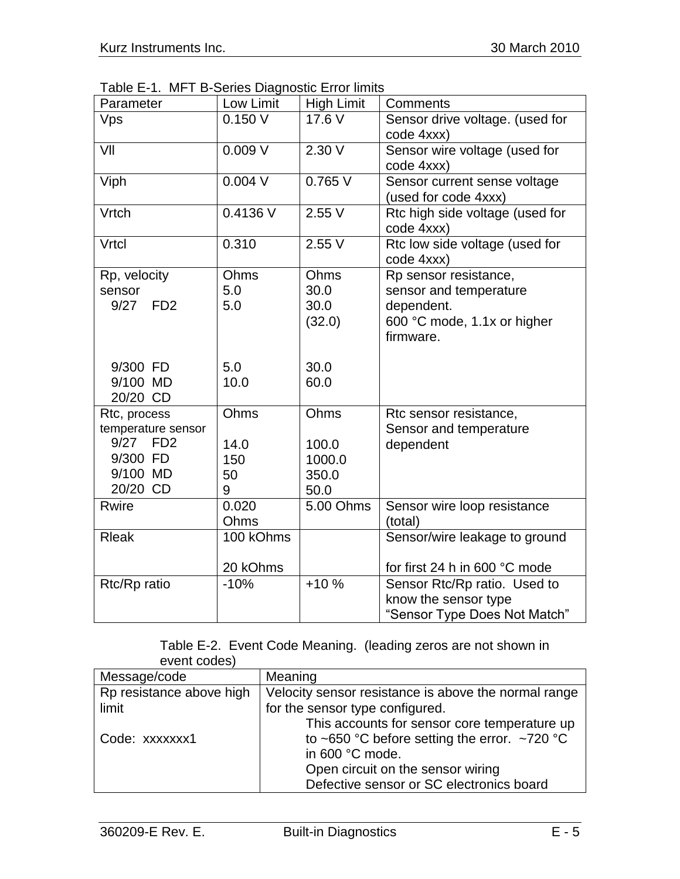Table E-1. MFT B-Series Diagnostic Error limits

| Parameter | Low Limit | High Limit | Comments |
|---|---|---|---|
| Vps | 0.150 V | 17.6 V | Sensor drive voltage. (used for code 4xxx) |
| Vll | 0.009 V | 2.30 V | Sensor wire voltage (used for code 4xxx) |
| Viph | 0.004 V | 0.765 V | Sensor current sense voltage (used for code 4xxx) |
| Vrtch | 0.4136 V | 2.55 V | Rtc high side voltage (used for code 4xxx) |
| Vrtcl | 0.310 | 2.55 V | Rtc low side voltage (used for code 4xxx) |
| Rp, velocity sensor | Ohms | Ohms | Rp sensor resistance, sensor and temperature dependent. |
| 9/27 FD2 | 5.0<br>5.0 | 30.0<br>30.0<br>(32.0) | 600 °C mode, 1.1x or higher firmware. |
| 9/300 FD | 5.0 | 30.0 | |
| 9/100 MD | 10.0 | 60.0 | |
| 20/20 CD | | | |
| Rtc, process temperature sensor | Ohms | Ohms | Rtc sensor resistance, Sensor and temperature dependent |
| 9/27 FD2 | 14.0 | 100.0 | |
| 9/300 FD | 150 | 1000.0 | |
| 9/100 MD | 50 | 350.0 | |
| 20/20 CD | 9 | 50.0 | |
| Rwire | 0.020 Ohms | 5.00 Ohms | Sensor wire loop resistance (total) |
| Rleak | 100 kOhms<br><br>20 kOhms | | Sensor/wire leakage to ground<br><br>for first 24 h in 600 °C mode |
| Rtc/Rp ratio | -10% | +10 % | Sensor Rtc/Rp ratio. Used to know the sensor type "Sensor Type Does Not Match" |

Table E-2. Event Code Meaning. (leading zeros are not shown in event codes)

| Message/code | Meaning |
|---|---|
| Rp resistance above high limit<br><br>Code: xxxxxxx1 | Velocity sensor resistance is above the normal range for the sensor type configured.<br>This accounts for sensor core temperature up to ~650 °C before setting the error. ~720 °C in 600 °C mode.<br>Open circuit on the sensor wiring<br>Defective sensor or SC electronics board |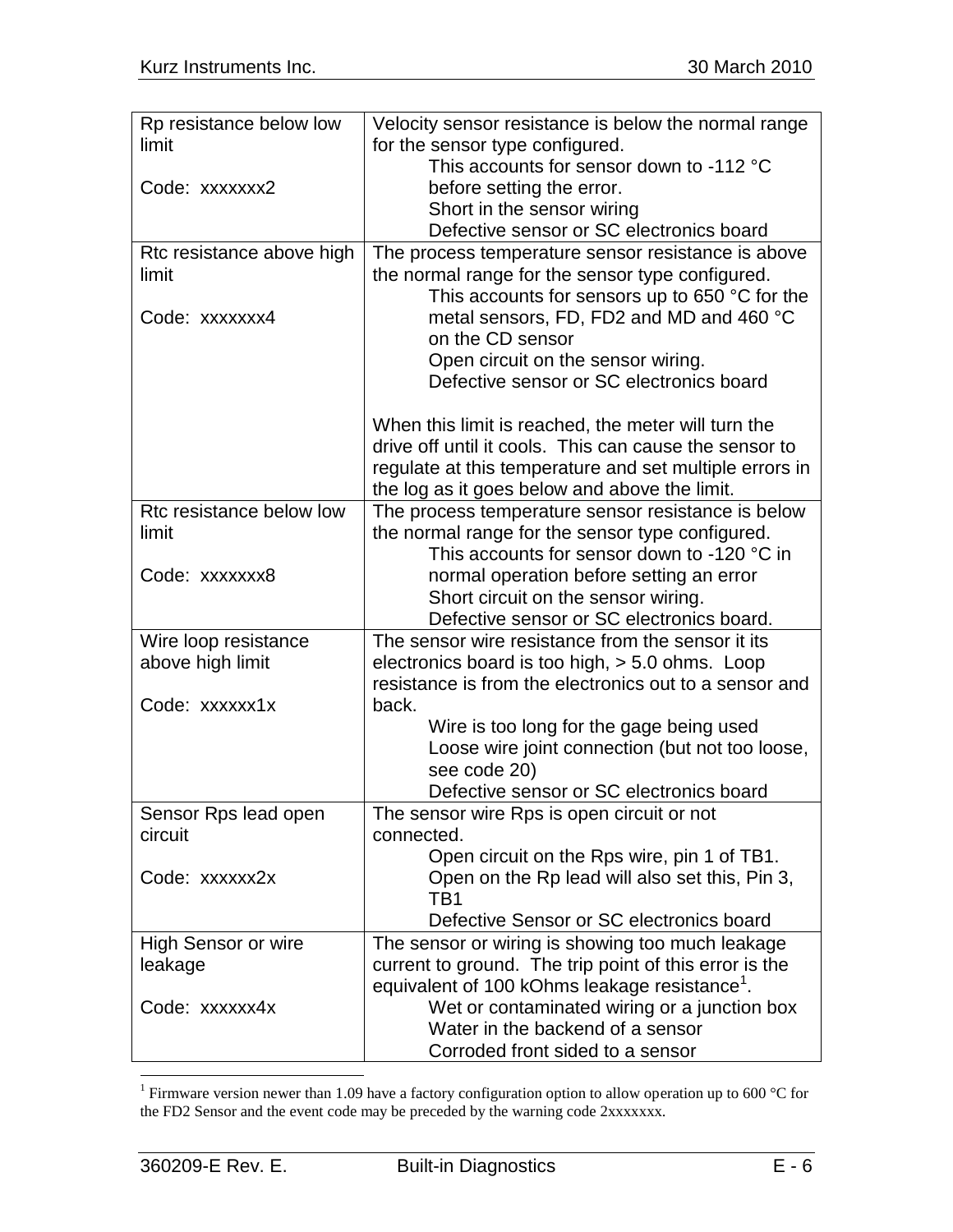| | |
|---|---|
| Rp resistance below low limit<br><br>Code: xxxxxxx2 | Velocity sensor resistance is below the normal range for the sensor type configured.<br>This accounts for sensor down to -112 °C before setting the error.<br>Short in the sensor wiring<br>Defective sensor or SC electronics board |
| Rtc resistance above high limit<br><br>Code: xxxxxxx4 | The process temperature sensor resistance is above the normal range for the sensor type configured.<br>This accounts for sensors up to 650 °C for the metal sensors, FD, FD2 and MD and 460 °C on the CD sensor<br>Open circuit on the sensor wiring.<br>Defective sensor or SC electronics board<br><br>When this limit is reached, the meter will turn the drive off until it cools. This can cause the sensor to regulate at this temperature and set multiple errors in the log as it goes below and above the limit. |
| Rtc resistance below low limit<br><br>Code: xxxxxxx8 | The process temperature sensor resistance is below the normal range for the sensor type configured.<br>This accounts for sensor down to -120 °C in normal operation before setting an error<br>Short circuit on the sensor wiring.<br>Defective sensor or SC electronics board. |
| Wire loop resistance above high limit<br><br>Code: xxxxxx1x | The sensor wire resistance from the sensor it its electronics board is too high, > 5.0 ohms. Loop resistance is from the electronics out to a sensor and back.<br>Wire is too long for the gage being used<br>Loose wire joint connection (but not too loose, see code 20)<br>Defective sensor or SC electronics board |
| Sensor Rps lead open circuit<br><br>Code: xxxxxx2x | The sensor wire Rps is open circuit or not connected.<br>Open circuit on the Rps wire, pin 1 of TB1.<br>Open on the Rp lead will also set this, Pin 3, TB1<br>Defective Sensor or SC electronics board |
| High Sensor or wire leakage<br><br>Code: xxxxxx4x | The sensor or wiring is showing too much leakage current to ground. The trip point of this error is the equivalent of 100 kOhms leakage resistance[1].<br>Wet or contaminated wiring or a junction box<br>Water in the backend of a sensor<br>Corroded front sided to a sensor |

[1] Firmware version newer than 1.09 have a factory configuration option to allow operation up to 600 °C for the FD2 Sensor and the event code may be preceded by the warning code 2xxxxxxx.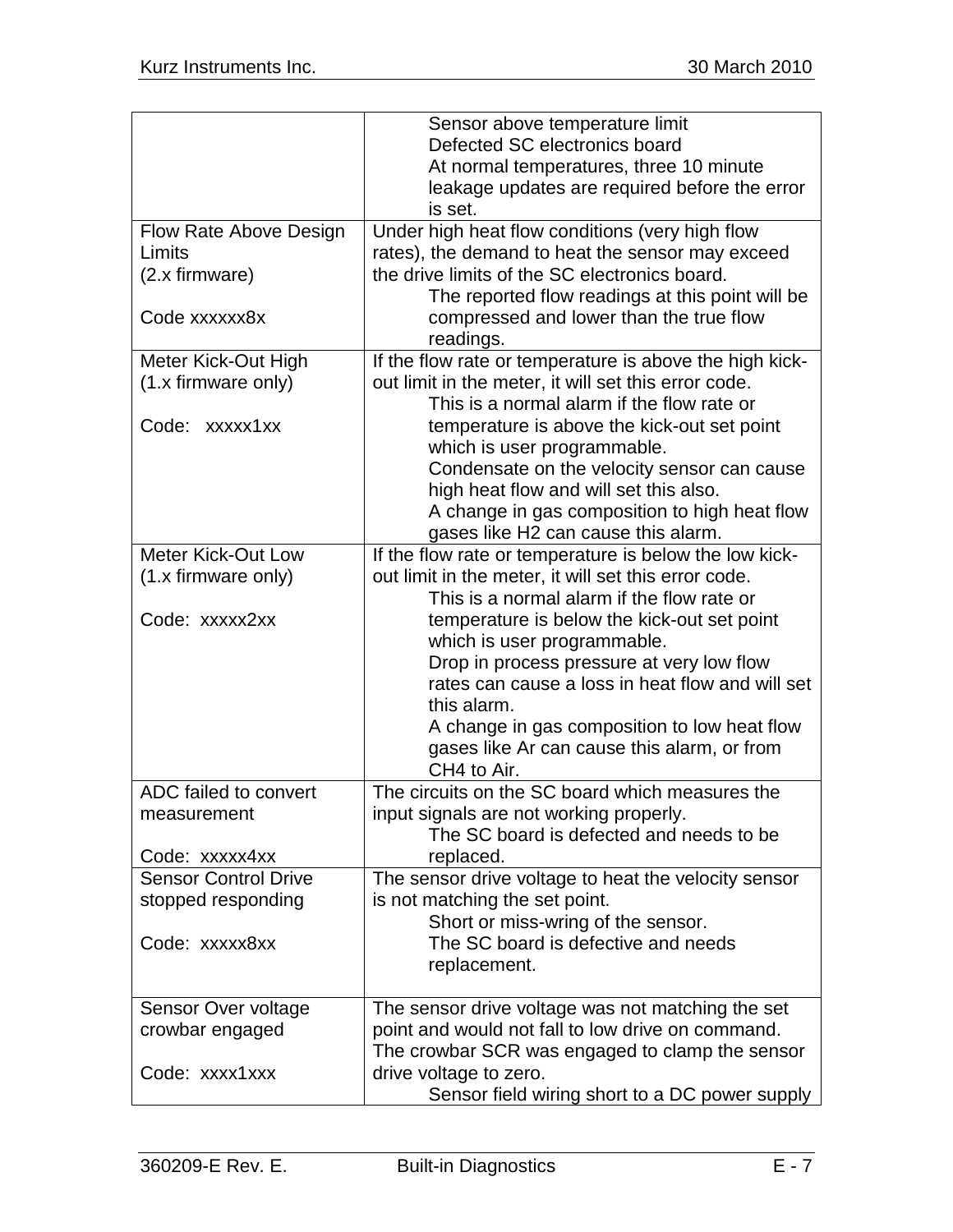| | |
|---|---|
| | Sensor above temperature limit<br>Defected SC electronics board<br>At normal temperatures, three 10 minute leakage updates are required before the error is set. |
| Flow Rate Above Design Limits<br>(2.x firmware)<br><br>Code xxxxxx8x | Under high heat flow conditions (very high flow rates), the demand to heat the sensor may exceed the drive limits of the SC electronics board.<br>The reported flow readings at this point will be compressed and lower than the true flow readings. |
| Meter Kick-Out High<br>(1.x firmware only)<br><br>Code: xxxxx1xx | If the flow rate or temperature is above the high kick-out limit in the meter, it will set this error code.<br>This is a normal alarm if the flow rate or temperature is above the kick-out set point which is user programmable.<br>Condensate on the velocity sensor can cause high heat flow and will set this also.<br>A change in gas composition to high heat flow gases like H2 can cause this alarm. |
| Meter Kick-Out Low<br>(1.x firmware only)<br><br>Code: xxxxx2xx | If the flow rate or temperature is below the low kick-out limit in the meter, it will set this error code.<br>This is a normal alarm if the flow rate or temperature is below the kick-out set point which is user programmable.<br>Drop in process pressure at very low flow rates can cause a loss in heat flow and will set this alarm.<br>A change in gas composition to low heat flow gases like Ar can cause this alarm, or from CH4 to Air. |
| ADC failed to convert measurement<br><br>Code: xxxxx4xx | The circuits on the SC board which measures the input signals are not working properly.<br>The SC board is defected and needs to be replaced. |
| Sensor Control Drive stopped responding<br><br>Code: xxxxx8xx | The sensor drive voltage to heat the velocity sensor is not matching the set point.<br>Short or miss-wring of the sensor.<br>The SC board is defective and needs replacement. |
| Sensor Over voltage crowbar engaged<br><br>Code: xxxx1xxx | The sensor drive voltage was not matching the set point and would not fall to low drive on command. The crowbar SCR was engaged to clamp the sensor drive voltage to zero.<br>Sensor field wiring short to a DC power supply |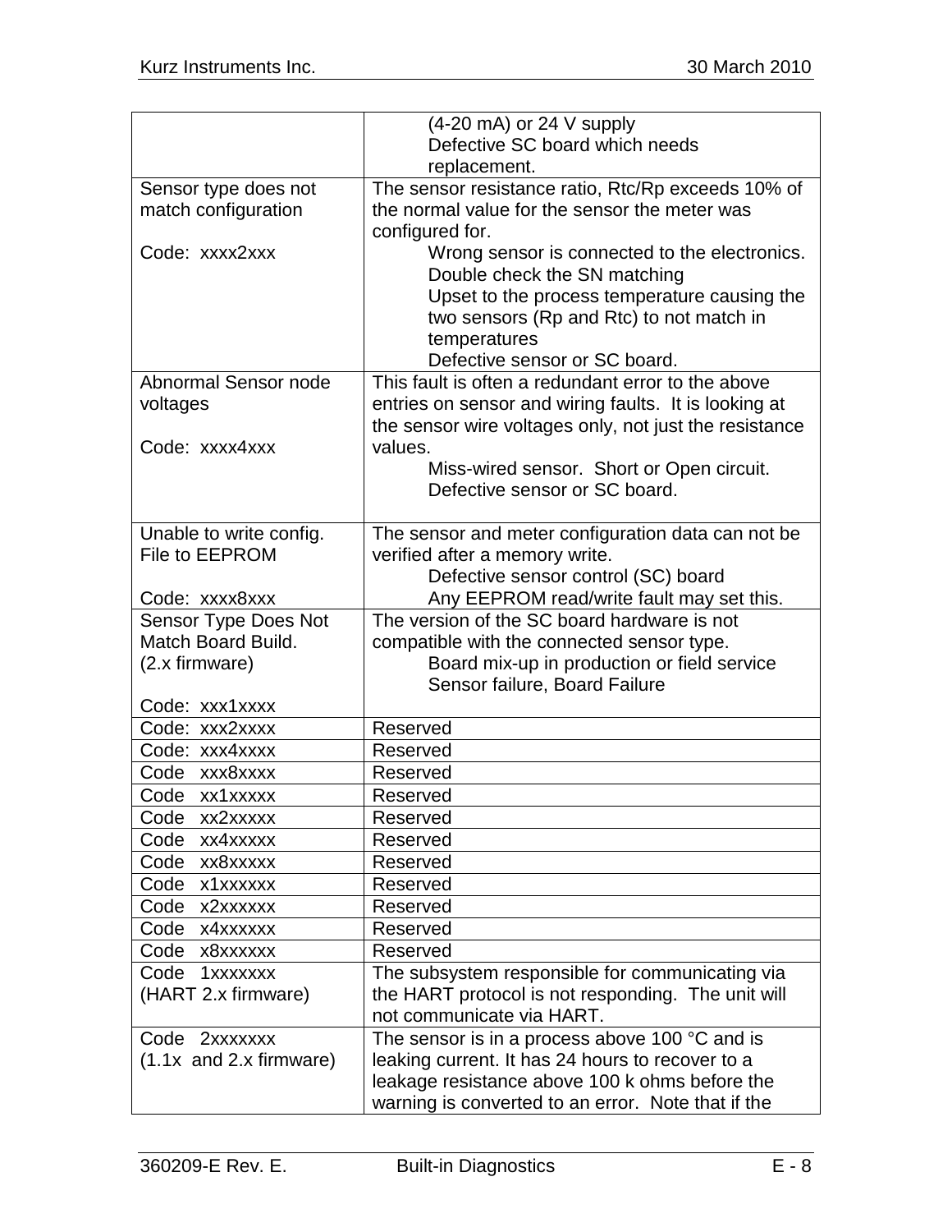| | |
|---|---|
| | (4-20 mA) or 24 V supply<br>Defective SC board which needs replacement. |
| Sensor type does not match configuration<br><br>Code: xxxx2xxx | The sensor resistance ratio, Rtc/Rp exceeds 10% of the normal value for the sensor the meter was configured for.<br>Wrong sensor is connected to the electronics. Double check the SN matching<br>Upset to the process temperature causing the two sensors (Rp and Rtc) to not match in temperatures<br>Defective sensor or SC board. |
| Abnormal Sensor node voltages<br><br>Code: xxxx4xxx | This fault is often a redundant error to the above entries on sensor and wiring faults. It is looking at the sensor wire voltages only, not just the resistance values.<br>Miss-wired sensor. Short or Open circuit.<br>Defective sensor or SC board. |
| Unable to write config. File to EEPROM<br><br>Code: xxxx8xxx | The sensor and meter configuration data can not be verified after a memory write.<br>Defective sensor control (SC) board<br>Any EEPROM read/write fault may set this. |
| Sensor Type Does Not Match Board Build. (2.x firmware)<br><br>Code: xxx1xxxx | The version of the SC board hardware is not compatible with the connected sensor type.<br>Board mix-up in production or field service<br>Sensor failure, Board Failure |
| Code: xxx2xxxx | Reserved |
| Code: xxx4xxxx | Reserved |
| Code xxx8xxxx | Reserved |
| Code xx1xxxxx | Reserved |
| Code xx2xxxxx | Reserved |
| Code xx4xxxxx | Reserved |
| Code xx8xxxxx | Reserved |
| Code x1xxxxxx | Reserved |
| Code x2xxxxxx | Reserved |
| Code x4xxxxxx | Reserved |
| Code x8xxxxxx | Reserved |
| Code 1xxxxxxx (HART 2.x firmware) | The subsystem responsible for communicating via the HART protocol is not responding. The unit will not communicate via HART. |
| Code 2xxxxxxx (1.1x and 2.x firmware) | The sensor is in a process above 100 °C and is leaking current. It has 24 hours to recover to a leakage resistance above 100 k ohms before the warning is converted to an error. Note that if the |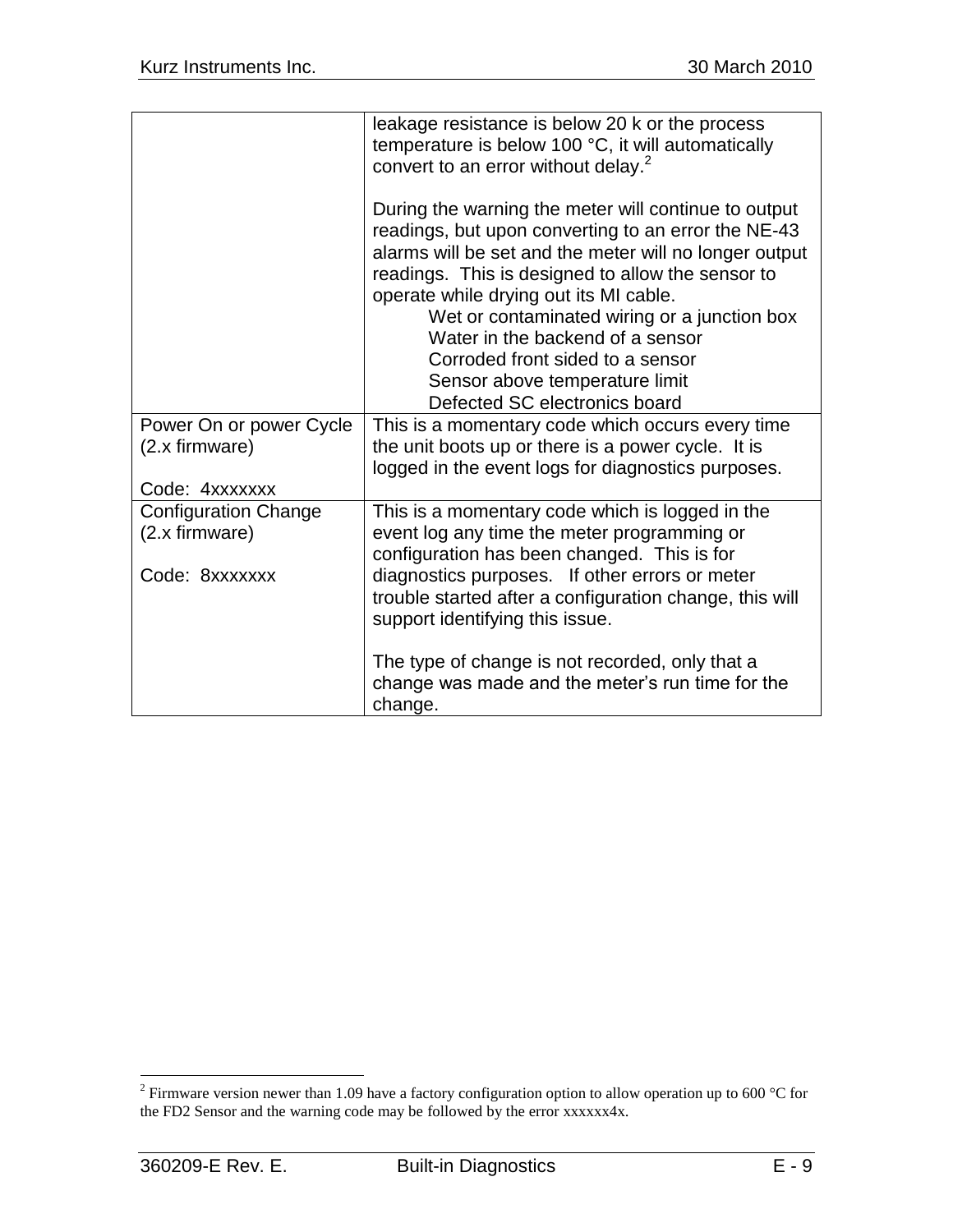| | |
|---|---|
| | leakage resistance is below 20 k or the process temperature is below 100 °C, it will automatically convert to an error without delay.[2]<br><br>During the warning the meter will continue to output readings, but upon converting to an error the NE-43 alarms will be set and the meter will no longer output readings. This is designed to allow the sensor to operate while drying out its MI cable.<br>Wet or contaminated wiring or a junction box<br>Water in the backend of a sensor<br>Corroded front sided to a sensor<br>Sensor above temperature limit<br>Defected SC electronics board |
| Power On or power Cycle (2.x firmware)<br><br>Code: 4xxxxxxx | This is a momentary code which occurs every time the unit boots up or there is a power cycle. It is logged in the event logs for diagnostics purposes. |
| Configuration Change (2.x firmware)<br><br>Code: 8xxxxxxx | This is a momentary code which is logged in the event log any time the meter programming or configuration has been changed. This is for diagnostics purposes. If other errors or meter trouble started after a configuration change, this will support identifying this issue.<br><br>The type of change is not recorded, only that a change was made and the meter's run time for the change. |

[2] Firmware version newer than 1.09 have a factory configuration option to allow operation up to 600 °C for the FD2 Sensor and the warning code may be followed by the error xxxxxx4x.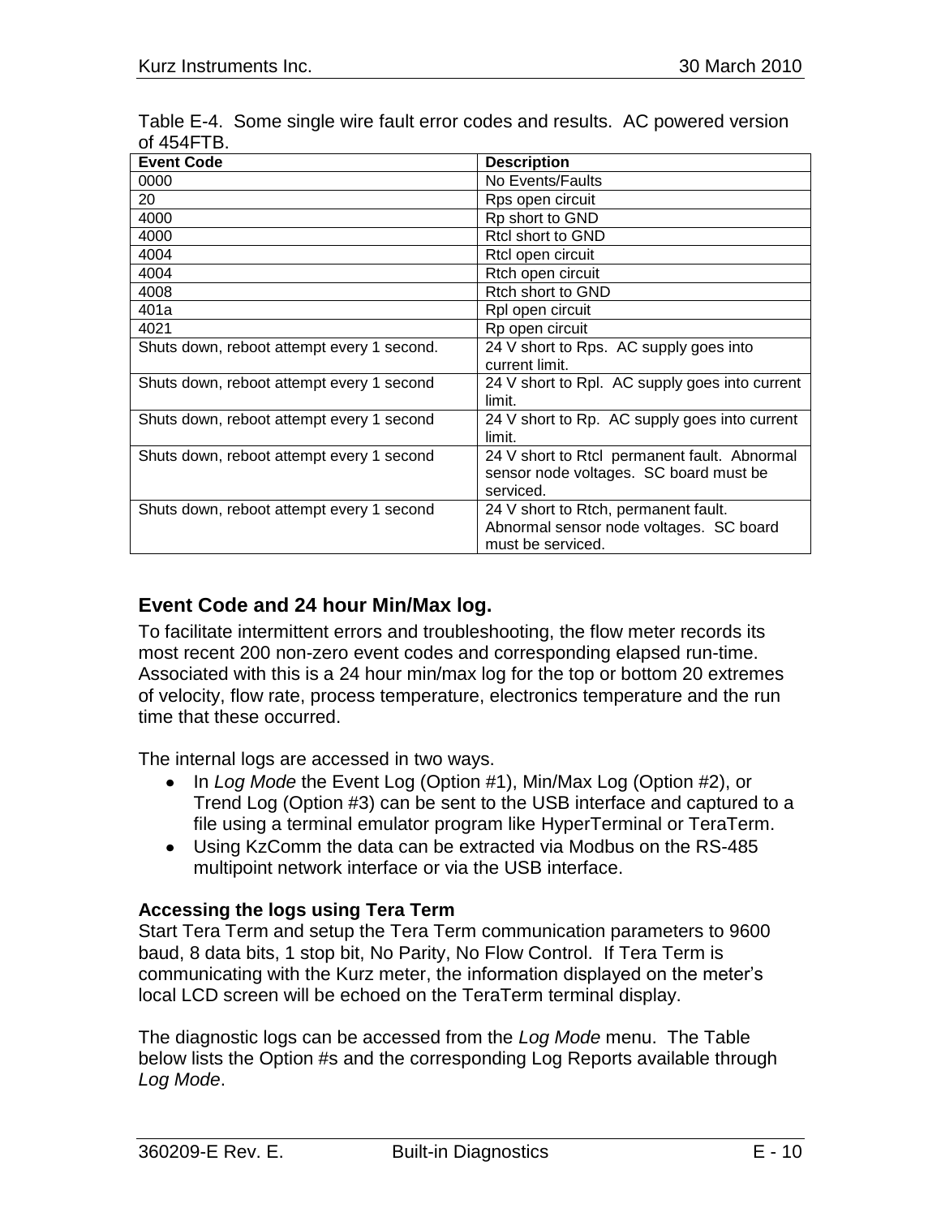Table E-4. Some single wire fault error codes and results. AC powered version of 454FTB.

| Event Code | Description |
|---|---|
| 0000 | No Events/Faults |
| 20 | Rps open circuit |
| 4000 | Rp short to GND |
| 4000 | Rtcl short to GND |
| 4004 | Rtcl open circuit |
| 4004 | Rtch open circuit |
| 4008 | Rtch short to GND |
| 401a | Rpl open circuit |
| 4021 | Rp open circuit |
| Shuts down, reboot attempt every 1 second. | 24 V short to Rps. AC supply goes into current limit. |
| Shuts down, reboot attempt every 1 second | 24 V short to Rpl. AC supply goes into current limit. |
| Shuts down, reboot attempt every 1 second | 24 V short to Rp. AC supply goes into current limit. |
| Shuts down, reboot attempt every 1 second | 24 V short to Rtcl permanent fault. Abnormal sensor node voltages. SC board must be serviced. |
| Shuts down, reboot attempt every 1 second | 24 V short to Rtch, permanent fault. Abnormal sensor node voltages. SC board must be serviced. |

## Event Code and 24 hour Min/Max log.

To facilitate intermittent errors and troubleshooting, the flow meter records its most recent 200 non-zero event codes and corresponding elapsed run-time. Associated with this is a 24 hour min/max log for the top or bottom 20 extremes of velocity, flow rate, process temperature, electronics temperature and the run time that these occurred.

The internal logs are accessed in two ways.

- In *Log Mode* the Event Log (Option #1), Min/Max Log (Option #2), or Trend Log (Option #3) can be sent to the USB interface and captured to a file using a terminal emulator program like HyperTerminal or TeraTerm.
- Using KzComm the data can be extracted via Modbus on the RS-485 multipoint network interface or via the USB interface.

### Accessing the logs using Tera Term

Start Tera Term and setup the Tera Term communication parameters to 9600 baud, 8 data bits, 1 stop bit, No Parity, No Flow Control. If Tera Term is communicating with the Kurz meter, the information displayed on the meter's local LCD screen will be echoed on the TeraTerm terminal display.

The diagnostic logs can be accessed from the *Log Mode* menu. The Table below lists the Option #s and the corresponding Log Reports available through *Log Mode*.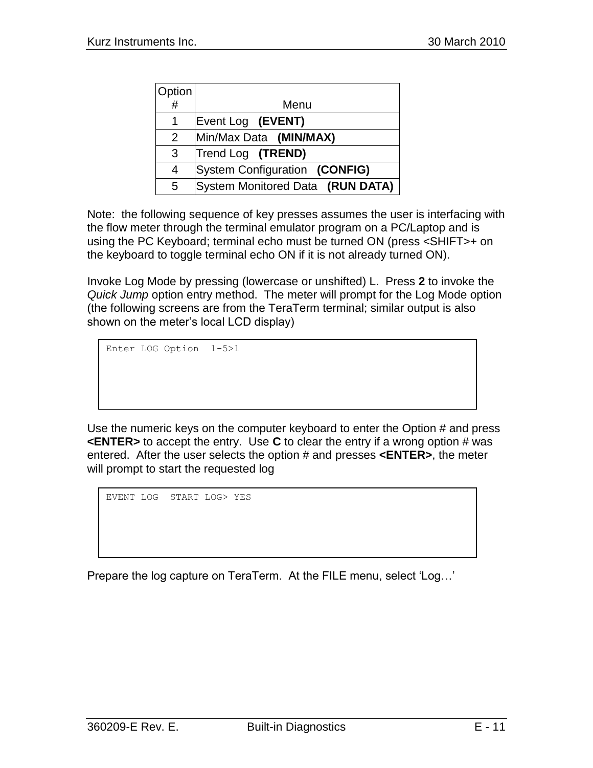| Option # | Menu |
| --- | --- |
| 1 | Event Log **(EVENT)** |
| 2 | Min/Max Data **(MIN/MAX)** |
| 3 | Trend Log **(TREND)** |
| 4 | System Configuration **(CONFIG)** |
| 5 | System Monitored Data **(RUN DATA)** |

Note: the following sequence of key presses assumes the user is interfacing with the flow meter through the terminal emulator program on a PC/Laptop and is using the PC Keyboard; terminal echo must be turned ON (press <SHIFT>+ on the keyboard to toggle terminal echo ON if it is not already turned ON).

Invoke Log Mode by pressing (lowercase or unshifted) L. Press **2** to invoke the *Quick Jump* option entry method. The meter will prompt for the Log Mode option (the following screens are from the TeraTerm terminal; similar output is also shown on the meter's local LCD display)

```
Enter LOG Option  1-5>1
```

Use the numeric keys on the computer keyboard to enter the Option # and press **<ENTER>** to accept the entry. Use **C** to clear the entry if a wrong option # was entered. After the user selects the option # and presses **<ENTER>**, the meter will prompt to start the requested log

```
EVENT LOG  START LOG> YES
```

Prepare the log capture on TeraTerm. At the FILE menu, select 'Log…'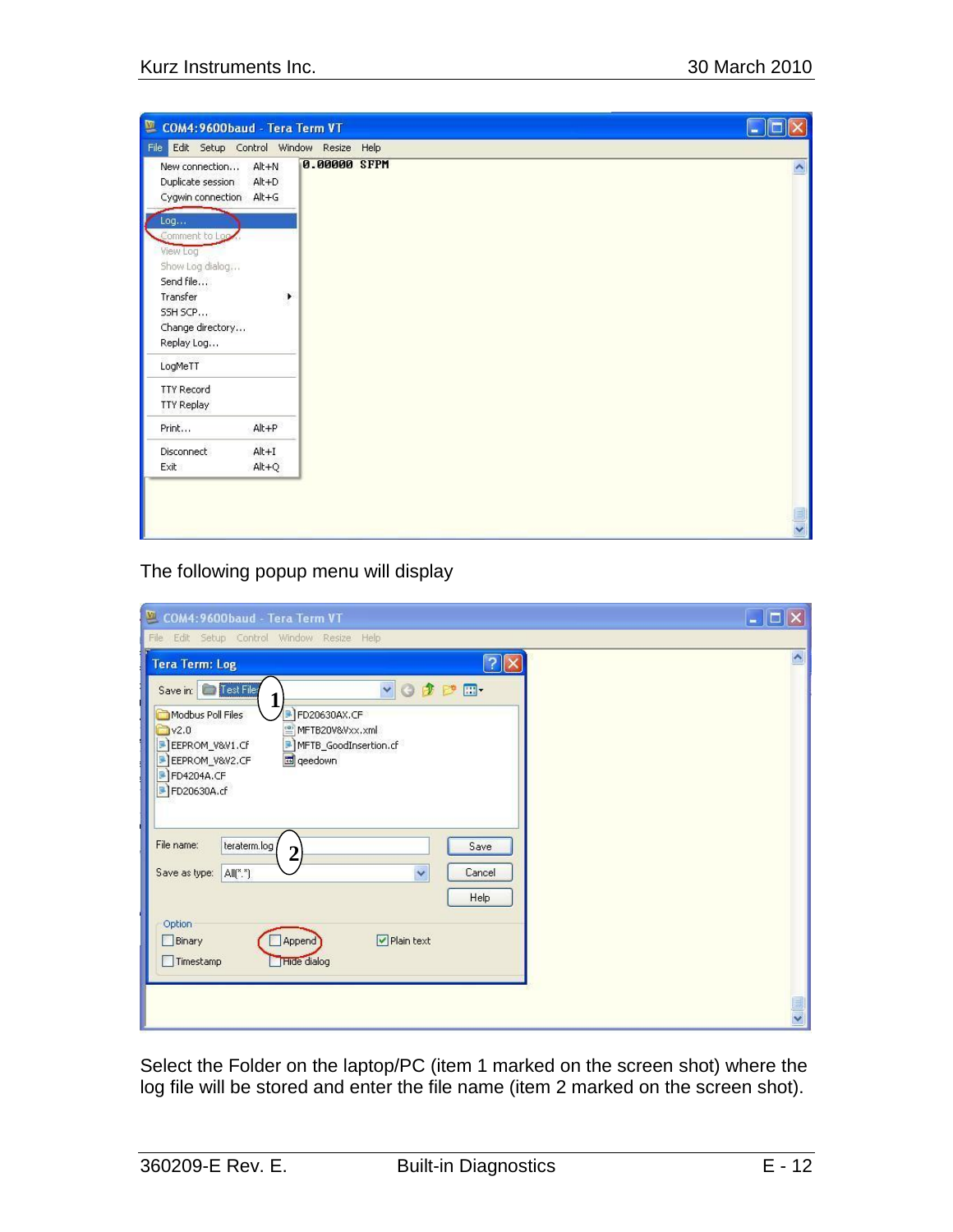The following popup menu will display

Select the Folder on the laptop/PC (item 1 marked on the screen shot) where the log file will be stored and enter the file name (item 2 marked on the screen shot).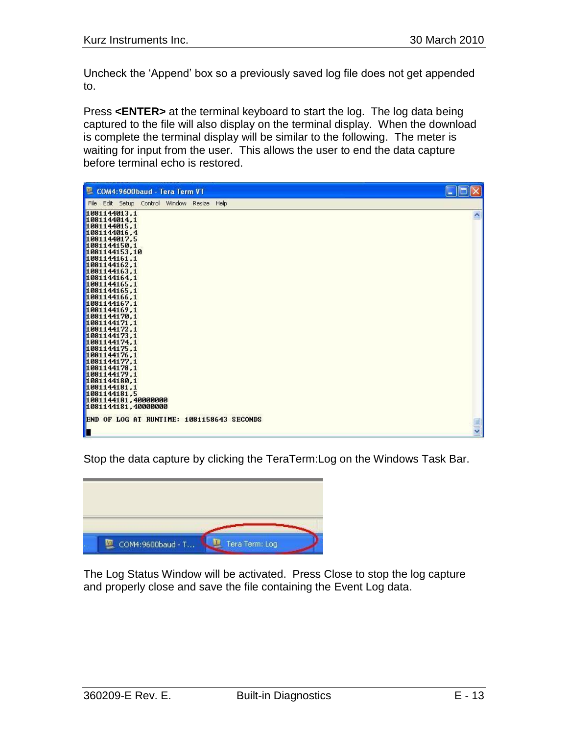Uncheck the 'Append' box so a previously saved log file does not get appended to.

Press **<ENTER>** at the terminal keyboard to start the log. The log data being captured to the file will also display on the terminal display. When the download is complete the terminal display will be similar to the following. The meter is waiting for input from the user. This allows the user to end the data capture before terminal echo is restored.

```
1081144013,1
1081144014,1
1081144015,1
1081144016,4
1081144017,5
1081144150,1
1081144153,10
1081144161,1
1081144162,1
1081144163,1
1081144164,1
1081144165,1
1081144165,1
1081144166,1
1081144167,1
1081144169,1
1081144170,1
1081144171,1
1081144172,1
1081144173,1
1081144174,1
1081144175,1
1081144176,1
1081144177,1
1081144178,1
1081144179,1
1081144180,1
1081144181,1
1081144181,5
1081144181,40000000
1081144181,40000000

END OF LOG AT RUNTIME: 1081158643 SECONDS
```

Stop the data capture by clicking the TeraTerm:Log on the Windows Task Bar.

The Log Status Window will be activated. Press Close to stop the log capture and properly close and save the file containing the Event Log data.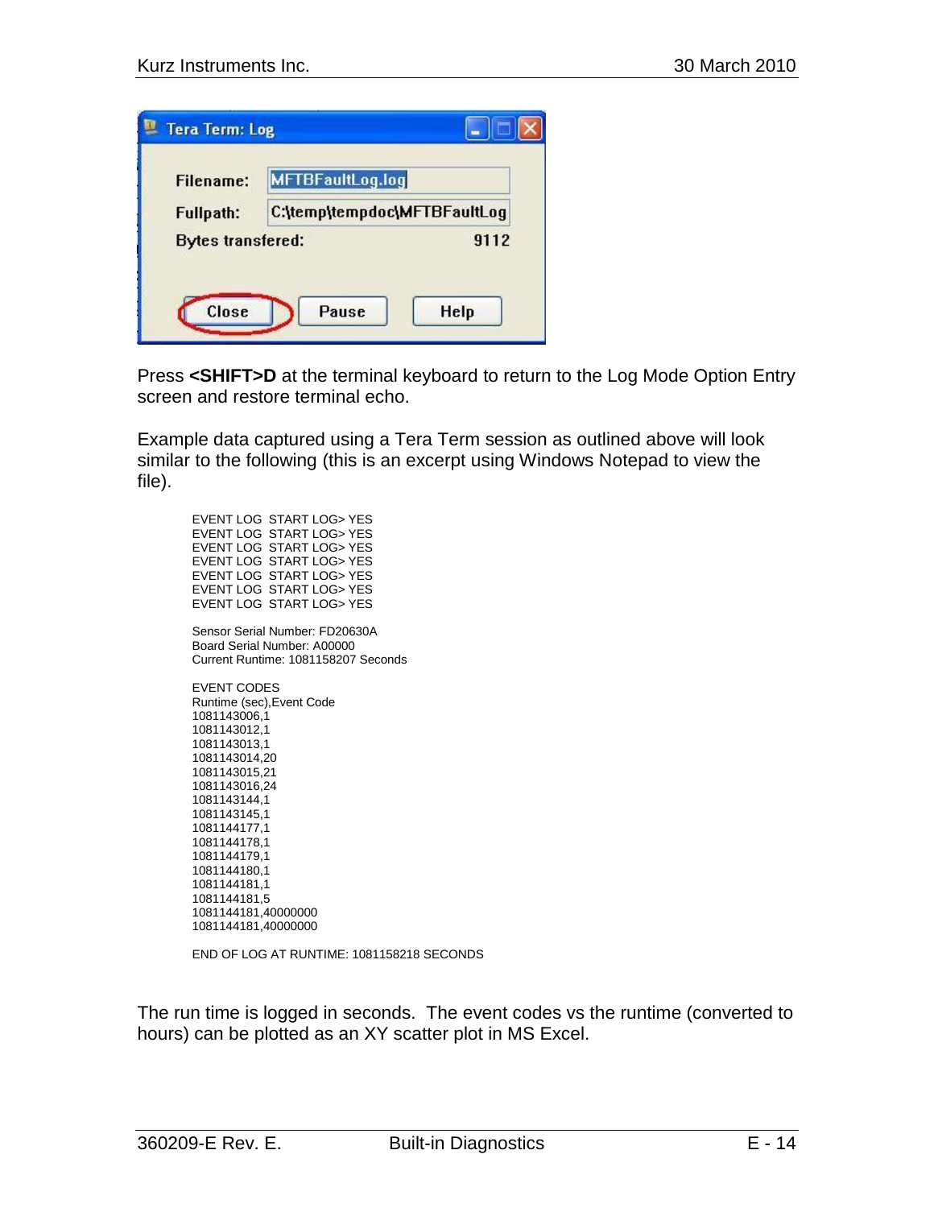Press **<SHIFT>D** at the terminal keyboard to return to the Log Mode Option Entry screen and restore terminal echo.

Example data captured using a Tera Term session as outlined above will look similar to the following (this is an excerpt using Windows Notepad to view the file).

```
EVENT LOG  START LOG> YES
EVENT LOG  START LOG> YES
EVENT LOG  START LOG> YES
EVENT LOG  START LOG> YES
EVENT LOG  START LOG> YES
EVENT LOG  START LOG> YES
EVENT LOG  START LOG> YES

Sensor Serial Number: FD20630A
Board Serial Number: A00000
Current Runtime: 1081158207 Seconds

EVENT CODES
Runtime (sec),Event Code
1081143006,1
1081143012,1
1081143013,1
1081143014,20
1081143015,21
1081143016,24
1081143144,1
1081143145,1
1081144177,1
1081144178,1
1081144179,1
1081144180,1
1081144181,1
1081144181,5
1081144181,40000000
1081144181,40000000

END OF LOG AT RUNTIME: 1081158218 SECONDS
```

The run time is logged in seconds. The event codes vs the runtime (converted to hours) can be plotted as an XY scatter plot in MS Excel.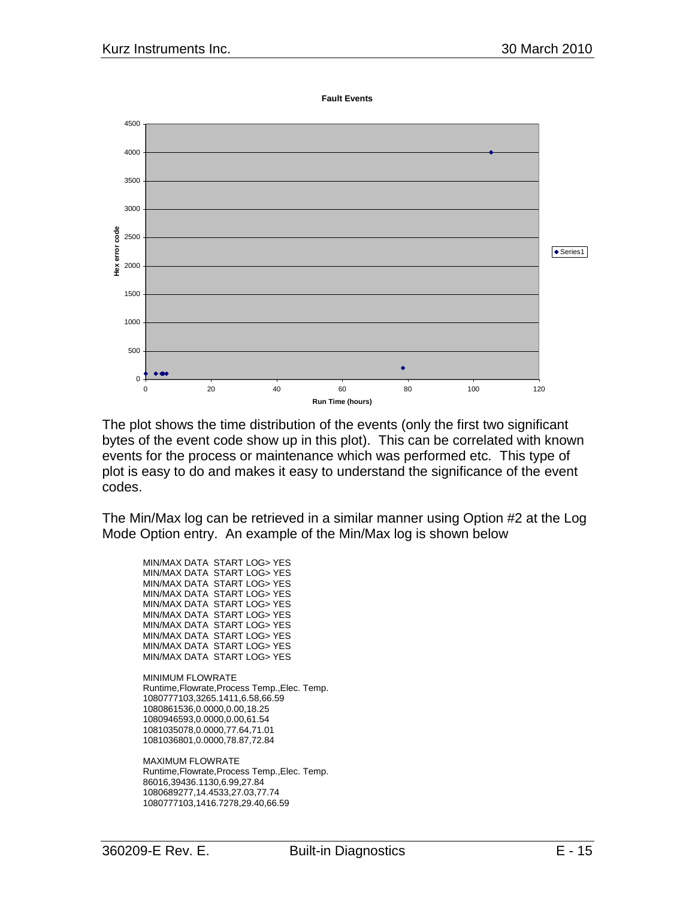**Fault Events**

The plot shows the time distribution of the events (only the first two significant bytes of the event code show up in this plot). This can be correlated with known events for the process or maintenance which was performed etc. This type of plot is easy to do and makes it easy to understand the significance of the event codes.

The Min/Max log can be retrieved in a similar manner using Option #2 at the Log Mode Option entry. An example of the Min/Max log is shown below

```
MIN/MAX DATA  START LOG> YES
MIN/MAX DATA  START LOG> YES
MIN/MAX DATA  START LOG> YES
MIN/MAX DATA  START LOG> YES
MIN/MAX DATA  START LOG> YES
MIN/MAX DATA  START LOG> YES
MIN/MAX DATA  START LOG> YES
MIN/MAX DATA  START LOG> YES
MIN/MAX DATA  START LOG> YES
MIN/MAX DATA  START LOG> YES

MINIMUM FLOWRATE
Runtime,Flowrate,Process Temp.,Elec. Temp.
1080777103,3265.1411,6.58,66.59
1080861536,0.0000,0.00,18.25
1080946593,0.0000,0.00,61.54
1081035078,0.0000,77.64,71.01
1081036801,0.0000,78.87,72.84

MAXIMUM FLOWRATE
Runtime,Flowrate,Process Temp.,Elec. Temp.
86016,39436.1130,6.99,27.84
1080689277,14.4533,27.03,77.74
1080777103,1416.7278,29.40,66.59
```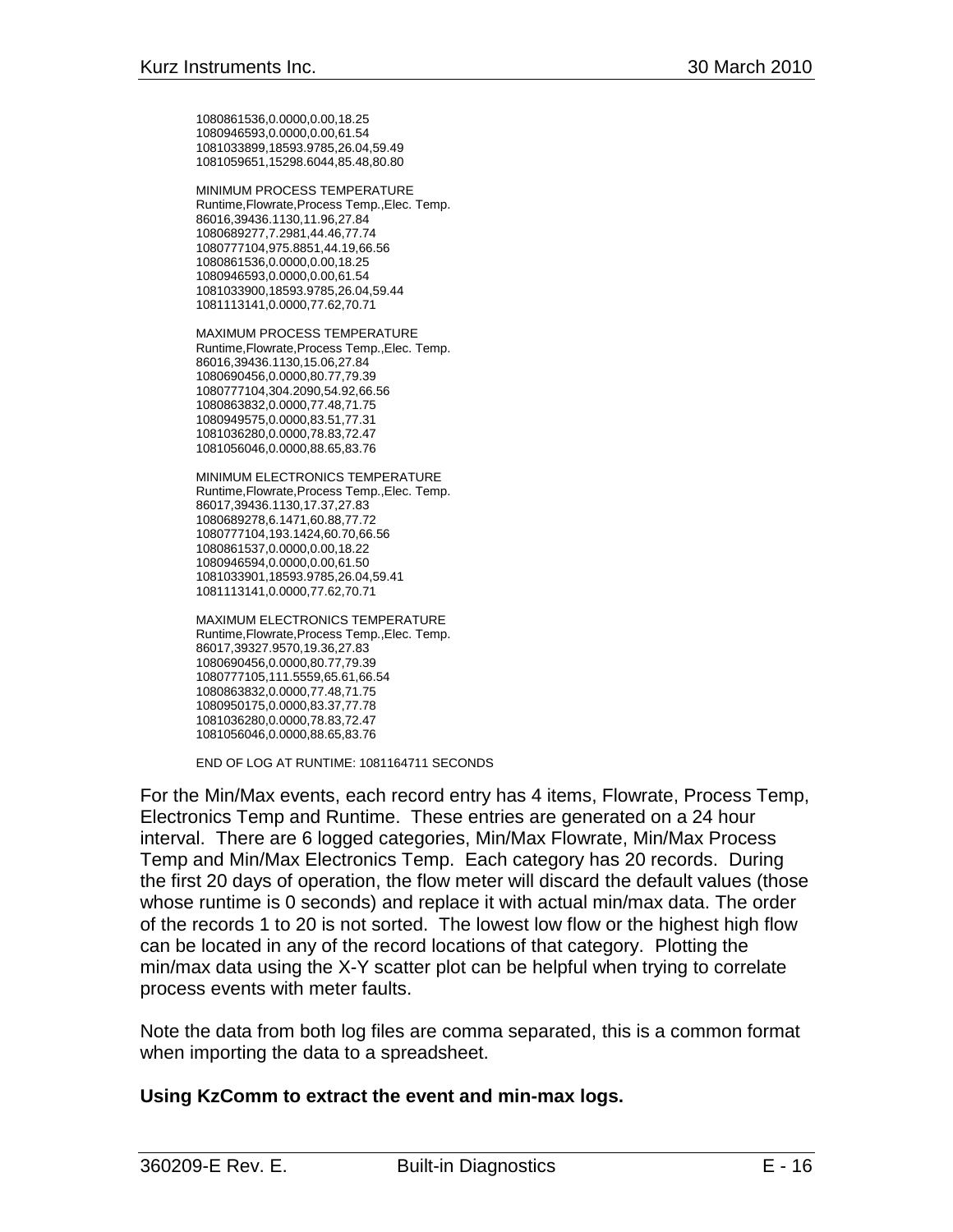```
1080861536,0.0000,0.00,18.25
1080946593,0.0000,0.00,61.54
1081033899,18593.9785,26.04,59.49
1081059651,15298.6044,85.48,80.80

MINIMUM PROCESS TEMPERATURE
Runtime,Flowrate,Process Temp.,Elec. Temp.
86016,39436.1130,11.96,27.84
1080689277,7.2981,44.46,77.74
1080777104,975.8851,44.19,66.56
1080861536,0.0000,0.00,18.25
1080946593,0.0000,0.00,61.54
1081033900,18593.9785,26.04,59.44
1081113141,0.0000,77.62,70.71

MAXIMUM PROCESS TEMPERATURE
Runtime,Flowrate,Process Temp.,Elec. Temp.
86016,39436.1130,15.06,27.84
1080690456,0.0000,80.77,79.39
1080777104,304.2090,54.92,66.56
1080863832,0.0000,77.48,71.75
1080949575,0.0000,83.51,77.31
1081036280,0.0000,78.83,72.47
1081056046,0.0000,88.65,83.76

MINIMUM ELECTRONICS TEMPERATURE
Runtime,Flowrate,Process Temp.,Elec. Temp.
86017,39436.1130,17.37,27.83
1080689278,6.1471,60.88,77.72
1080777104,193.1424,60.70,66.56
1080861537,0.0000,0.00,18.22
1080946594,0.0000,0.00,61.50
1081033901,18593.9785,26.04,59.41
1081113141,0.0000,77.62,70.71

MAXIMUM ELECTRONICS TEMPERATURE
Runtime,Flowrate,Process Temp.,Elec. Temp.
86017,39327.9570,19.36,27.83
1080690456,0.0000,80.77,79.39
1080777105,111.5559,65.61,66.54
1080863832,0.0000,77.48,71.75
1080950175,0.0000,83.37,77.78
1081036280,0.0000,78.83,72.47
1081056046,0.0000,88.65,83.76

END OF LOG AT RUNTIME: 1081164711 SECONDS
```

For the Min/Max events, each record entry has 4 items, Flowrate, Process Temp, Electronics Temp and Runtime. These entries are generated on a 24 hour interval. There are 6 logged categories, Min/Max Flowrate, Min/Max Process Temp and Min/Max Electronics Temp. Each category has 20 records. During the first 20 days of operation, the flow meter will discard the default values (those whose runtime is 0 seconds) and replace it with actual min/max data. The order of the records 1 to 20 is not sorted. The lowest low flow or the highest high flow can be located in any of the record locations of that category. Plotting the min/max data using the X-Y scatter plot can be helpful when trying to correlate process events with meter faults.

Note the data from both log files are comma separated, this is a common format when importing the data to a spreadsheet.

**Using KzComm to extract the event and min-max logs.**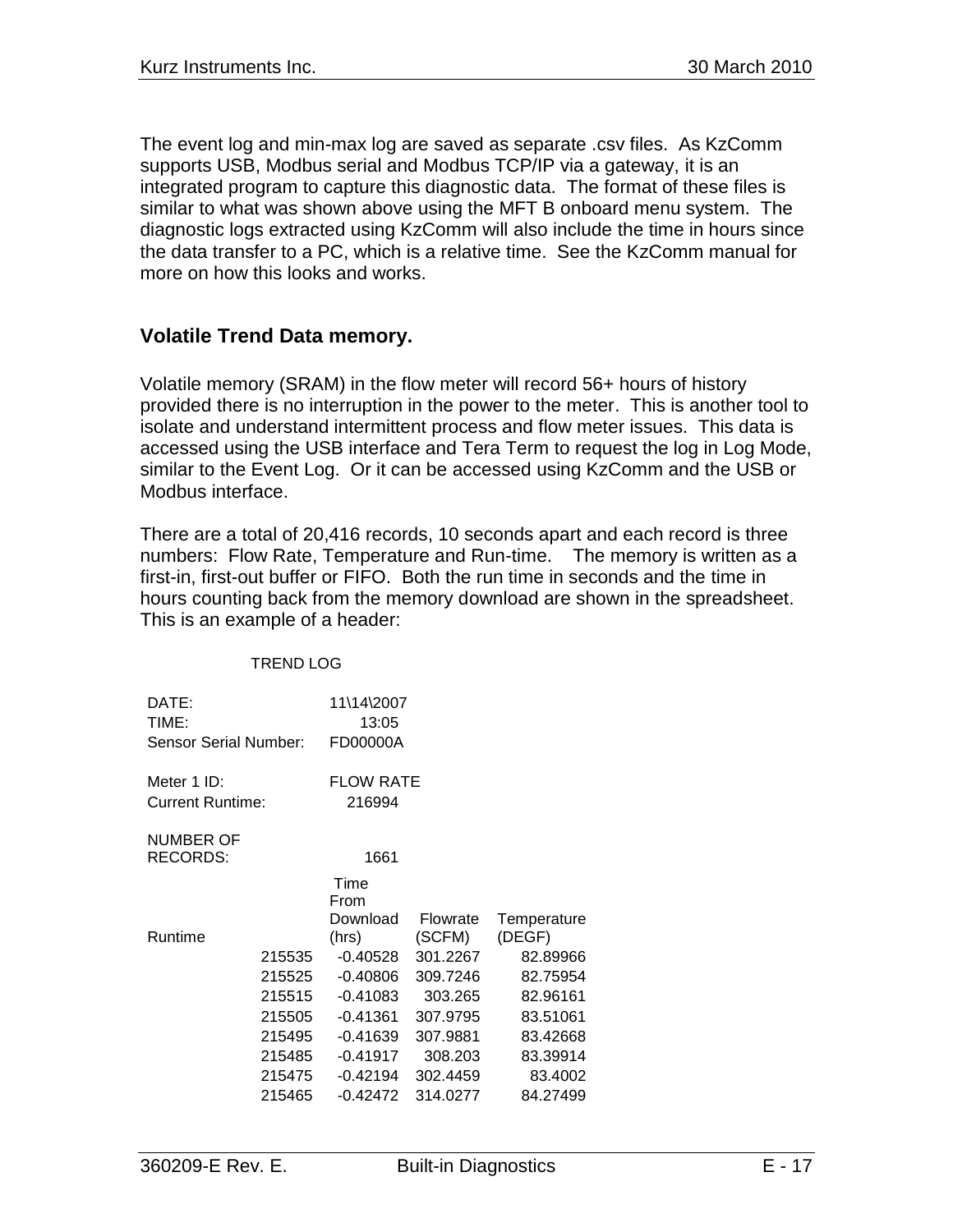The event log and min-max log are saved as separate .csv files. As KzComm supports USB, Modbus serial and Modbus TCP/IP via a gateway, it is an integrated program to capture this diagnostic data. The format of these files is similar to what was shown above using the MFT B onboard menu system. The diagnostic logs extracted using KzComm will also include the time in hours since the data transfer to a PC, which is a relative time. See the KzComm manual for more on how this looks and works.

## Volatile Trend Data memory.

Volatile memory (SRAM) in the flow meter will record 56+ hours of history provided there is no interruption in the power to the meter. This is another tool to isolate and understand intermittent process and flow meter issues. This data is accessed using the USB interface and Tera Term to request the log in Log Mode, similar to the Event Log. Or it can be accessed using KzComm and the USB or Modbus interface.

There are a total of 20,416 records, 10 seconds apart and each record is three numbers: Flow Rate, Temperature and Run-time. The memory is written as a first-in, first-out buffer or FIFO. Both the run time in seconds and the time in hours counting back from the memory download are shown in the spreadsheet. This is an example of a header:

TREND LOG

| | | | | |
|---|---|---|---|---|
| DATE: | | 11\14\2007 | | |
| TIME: | | 13:05 | | |
| Sensor Serial Number: | | FD00000A | | |
| Meter 1 ID: | | FLOW RATE | | |
| Current Runtime: | | 216994 | | |
| NUMBER OF RECORDS: | | 1661 | | |
| Runtime | | Time From Download (hrs) | Flowrate (SCFM) | Temperature (DEGF) |
| | 215535 | -0.40528 | 301.2267 | 82.89966 |
| | 215525 | -0.40806 | 309.7246 | 82.75954 |
| | 215515 | -0.41083 | 303.265 | 82.96161 |
| | 215505 | -0.41361 | 307.9795 | 83.51061 |
| | 215495 | -0.41639 | 307.9881 | 83.42668 |
| | 215485 | -0.41917 | 308.203 | 83.39914 |
| | 215475 | -0.42194 | 302.4459 | 83.4002 |
| | 215465 | -0.42472 | 314.0277 | 84.27499 |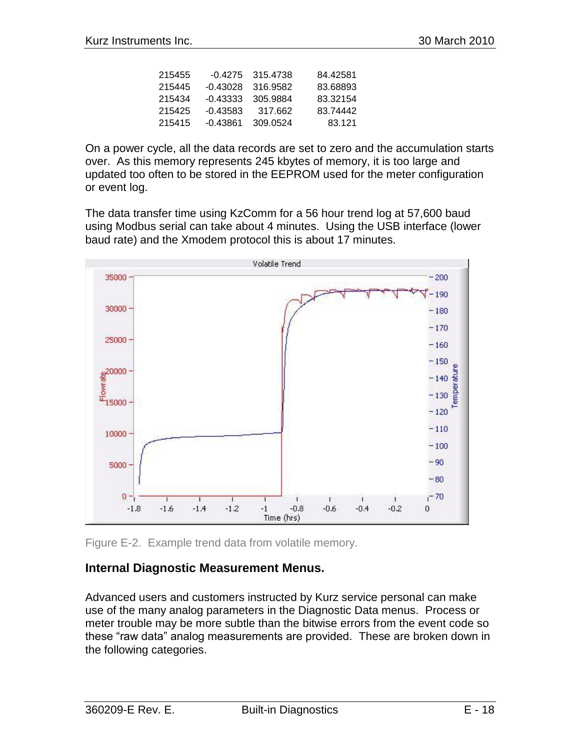| | | | |
|---|---|---|---|
| 215455 | -0.4275 | 315.4738 | 84.42581 |
| 215445 | -0.43028 | 316.9582 | 83.68893 |
| 215434 | -0.43333 | 305.9884 | 83.32154 |
| 215425 | -0.43583 | 317.662 | 83.74442 |
| 215415 | -0.43861 | 309.0524 | 83.121 |

On a power cycle, all the data records are set to zero and the accumulation starts over. As this memory represents 245 kbytes of memory, it is too large and updated too often to be stored in the EEPROM used for the meter configuration or event log.

The data transfer time using KzComm for a 56 hour trend log at 57,600 baud using Modbus serial can take about 4 minutes. Using the USB interface (lower baud rate) and the Xmodem protocol this is about 17 minutes.

Figure E-2. Example trend data from volatile memory.

## Internal Diagnostic Measurement Menus.

Advanced users and customers instructed by Kurz service personal can make use of the many analog parameters in the Diagnostic Data menus. Process or meter trouble may be more subtle than the bitwise errors from the event code so these “raw data” analog measurements are provided. These are broken down in the following categories.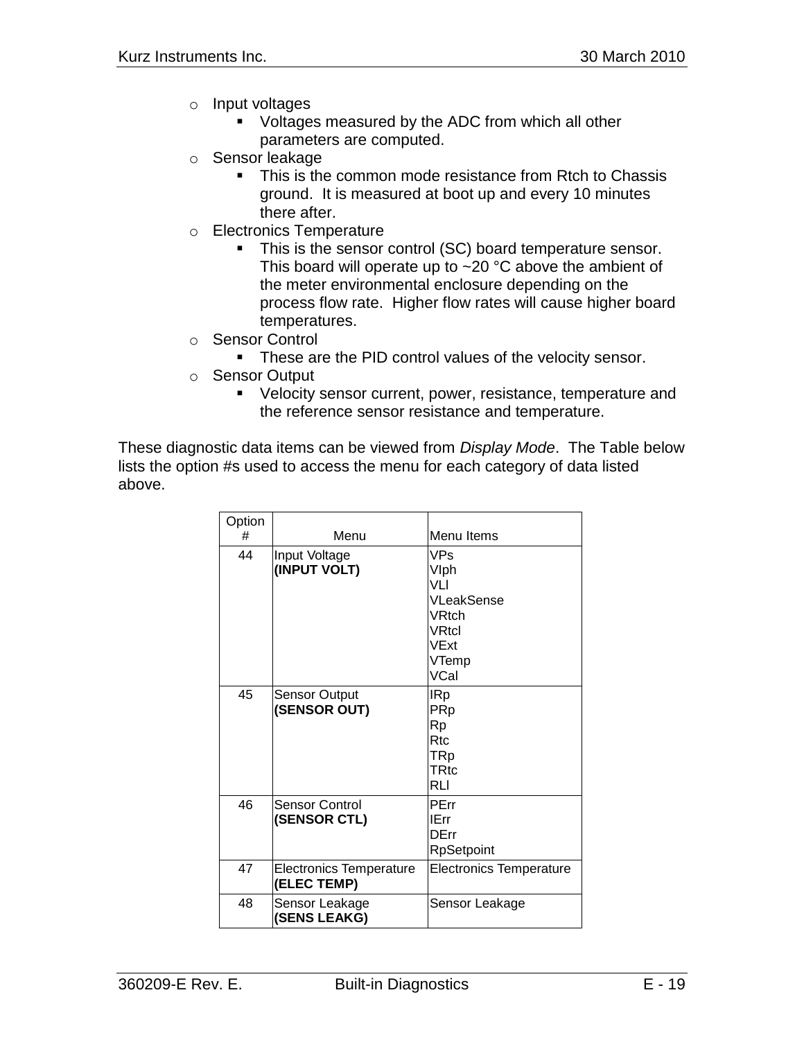- Input voltages
  - Voltages measured by the ADC from which all other parameters are computed.
- Sensor leakage
  - This is the common mode resistance from Rtch to Chassis ground. It is measured at boot up and every 10 minutes there after.
- Electronics Temperature
  - This is the sensor control (SC) board temperature sensor. This board will operate up to ~20 °C above the ambient of the meter environmental enclosure depending on the process flow rate. Higher flow rates will cause higher board temperatures.
- Sensor Control
  - These are the PID control values of the velocity sensor.
- Sensor Output
  - Velocity sensor current, power, resistance, temperature and the reference sensor resistance and temperature.

These diagnostic data items can be viewed from *Display Mode*. The Table below lists the option #s used to access the menu for each category of data listed above.

| Option # | Menu | Menu Items |
|---|---|---|
| 44 | Input Voltage **(INPUT VOLT)** | VPs<br>VIph<br>VLl<br>VLeakSense<br>VRtch<br>VRtcl<br>VExt<br>VTemp<br>VCal |
| 45 | Sensor Output **(SENSOR OUT)** | IRp<br>PRp<br>Rp<br>Rtc<br>TRp<br>TRtc<br>RLl |
| 46 | Sensor Control **(SENSOR CTL)** | PErr<br>IErr<br>DErr<br>RpSetpoint |
| 47 | Electronics Temperature **(ELEC TEMP)** | Electronics Temperature |
| 48 | Sensor Leakage **(SENS LEAKG)** | Sensor Leakage |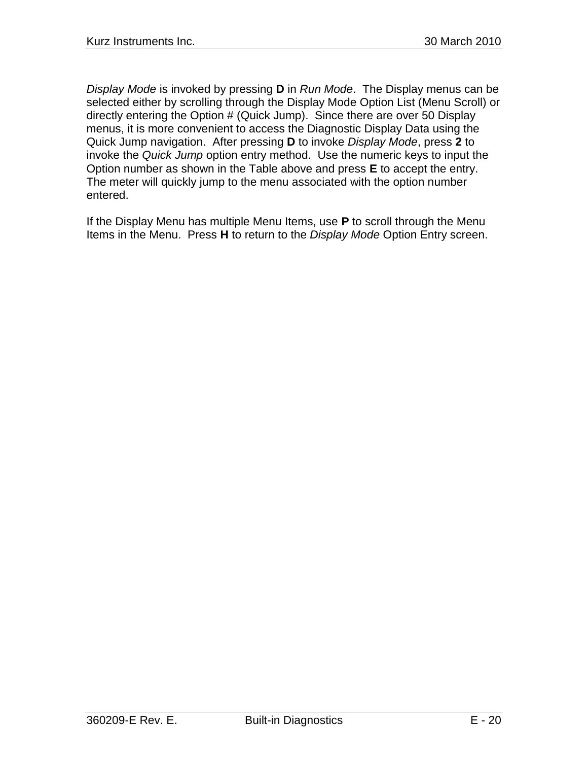*Display Mode* is invoked by pressing **D** in *Run Mode*. The Display menus can be selected either by scrolling through the Display Mode Option List (Menu Scroll) or directly entering the Option # (Quick Jump). Since there are over 50 Display menus, it is more convenient to access the Diagnostic Display Data using the Quick Jump navigation. After pressing **D** to invoke *Display Mode*, press **2** to invoke the *Quick Jump* option entry method. Use the numeric keys to input the Option number as shown in the Table above and press **E** to accept the entry. The meter will quickly jump to the menu associated with the option number entered.

If the Display Menu has multiple Menu Items, use **P** to scroll through the Menu Items in the Menu. Press **H** to return to the *Display Mode* Option Entry screen.